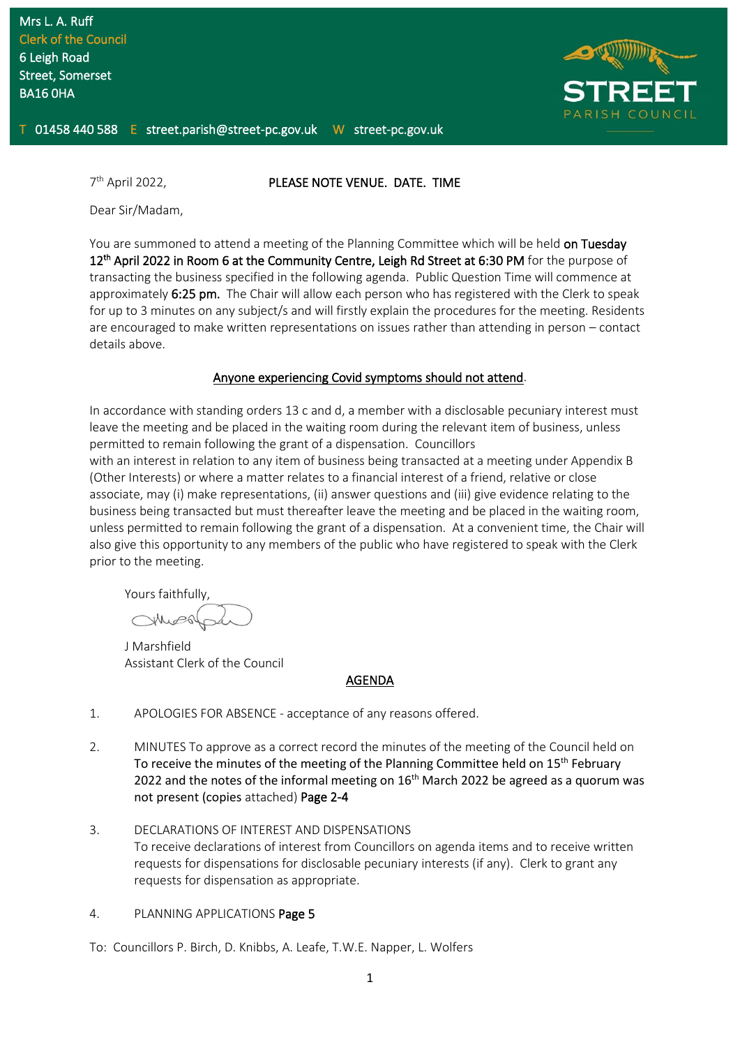Mrs L. A. Ruff
Clerk of the Council
6 Leigh Road
Street, Somerset
BA16 0HA

T 01458 440 588 E street.parish@street-pc.gov.uk W street-pc.gov.uk

STREET PARISH COUNCIL

7th April 2022, **PLEASE NOTE VENUE. DATE. TIME**

Dear Sir/Madam,

You are summoned to attend a meeting of the Planning Committee which will be held **on Tuesday 12th April 2022 in Room 6 at the Community Centre, Leigh Rd Street at 6:30 PM** for the purpose of transacting the business specified in the following agenda. Public Question Time will commence at approximately **6:25 pm.** The Chair will allow each person who has registered with the Clerk to speak for up to 3 minutes on any subject/s and will firstly explain the procedures for the meeting. Residents are encouraged to make written representations on issues rather than attending in person – contact details above.

<u>**Anyone experiencing Covid symptoms should not attend**</u>.

In accordance with standing orders 13 c and d, a member with a disclosable pecuniary interest must leave the meeting and be placed in the waiting room during the relevant item of business, unless permitted to remain following the grant of a dispensation. Councillors with an interest in relation to any item of business being transacted at a meeting under Appendix B (Other Interests) or where a matter relates to a financial interest of a friend, relative or close associate, may (i) make representations, (ii) answer questions and (iii) give evidence relating to the business being transacted but must thereafter leave the meeting and be placed in the waiting room, unless permitted to remain following the grant of a dispensation. At a convenient time, the Chair will also give this opportunity to any members of the public who have registered to speak with the Clerk prior to the meeting.

Yours faithfully,

J Marshfield
Assistant Clerk of the Council

## <u>AGENDA</u>

1. APOLOGIES FOR ABSENCE - acceptance of any reasons offered.

2. MINUTES To approve as a correct record the minutes of the meeting of the Council held on **To receive the minutes of the meeting of the Planning Committee held on 15th February 2022 and the notes of the informal meeting on 16th March 2022 be agreed as a quorum was not present (copies** attached) **Page 2-4**

3. DECLARATIONS OF INTEREST AND DISPENSATIONS
   To receive declarations of interest from Councillors on agenda items and to receive written requests for dispensations for disclosable pecuniary interests (if any). Clerk to grant any requests for dispensation as appropriate.

4. PLANNING APPLICATIONS **Page 5**

To: Councillors P. Birch, D. Knibbs, A. Leafe, T.W.E. Napper, L. Wolfers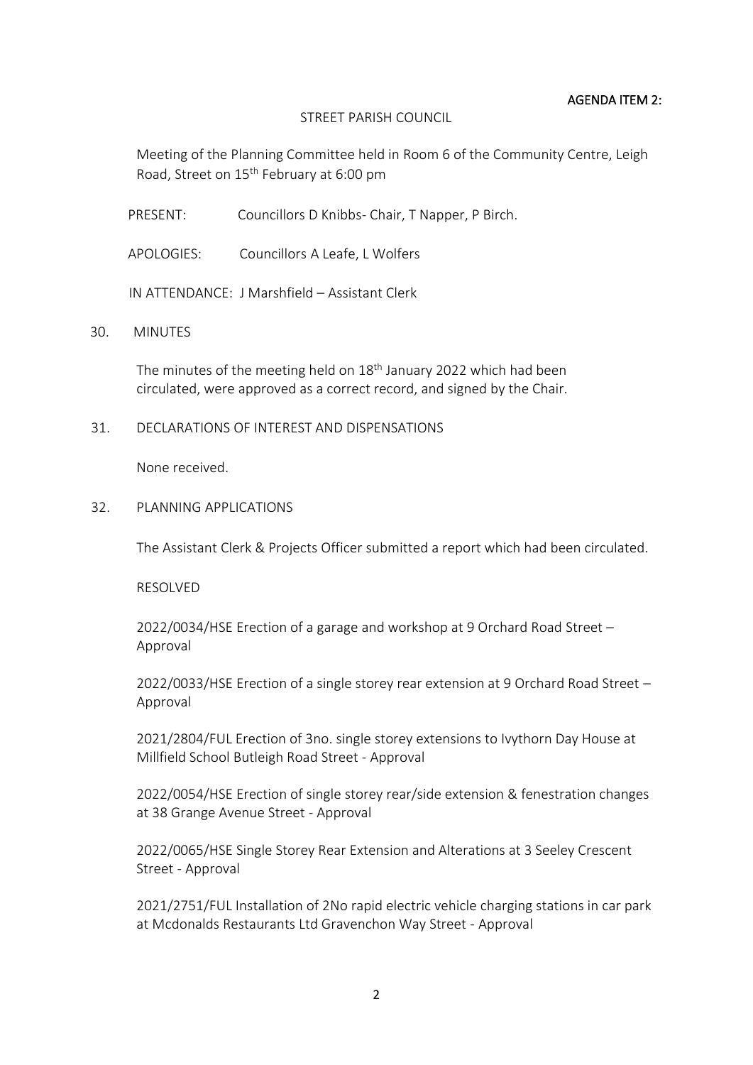**AGENDA ITEM 2:**

STREET PARISH COUNCIL

Meeting of the Planning Committee held in Room 6 of the Community Centre, Leigh Road, Street on 15th February at 6:00 pm

PRESENT: Councillors D Knibbs- Chair, T Napper, P Birch.

APOLOGIES: Councillors A Leafe, L Wolfers

IN ATTENDANCE: J Marshfield – Assistant Clerk

30. MINUTES

The minutes of the meeting held on 18th January 2022 which had been circulated, were approved as a correct record, and signed by the Chair.

31. DECLARATIONS OF INTEREST AND DISPENSATIONS

None received.

32. PLANNING APPLICATIONS

The Assistant Clerk & Projects Officer submitted a report which had been circulated.

RESOLVED

2022/0034/HSE Erection of a garage and workshop at 9 Orchard Road Street – Approval

2022/0033/HSE Erection of a single storey rear extension at 9 Orchard Road Street – Approval

2021/2804/FUL Erection of 3no. single storey extensions to Ivythorn Day House at Millfield School Butleigh Road Street - Approval

2022/0054/HSE Erection of single storey rear/side extension & fenestration changes at 38 Grange Avenue Street - Approval

2022/0065/HSE Single Storey Rear Extension and Alterations at 3 Seeley Crescent Street - Approval

2021/2751/FUL Installation of 2No rapid electric vehicle charging stations in car park at Mcdonalds Restaurants Ltd Gravenchon Way Street - Approval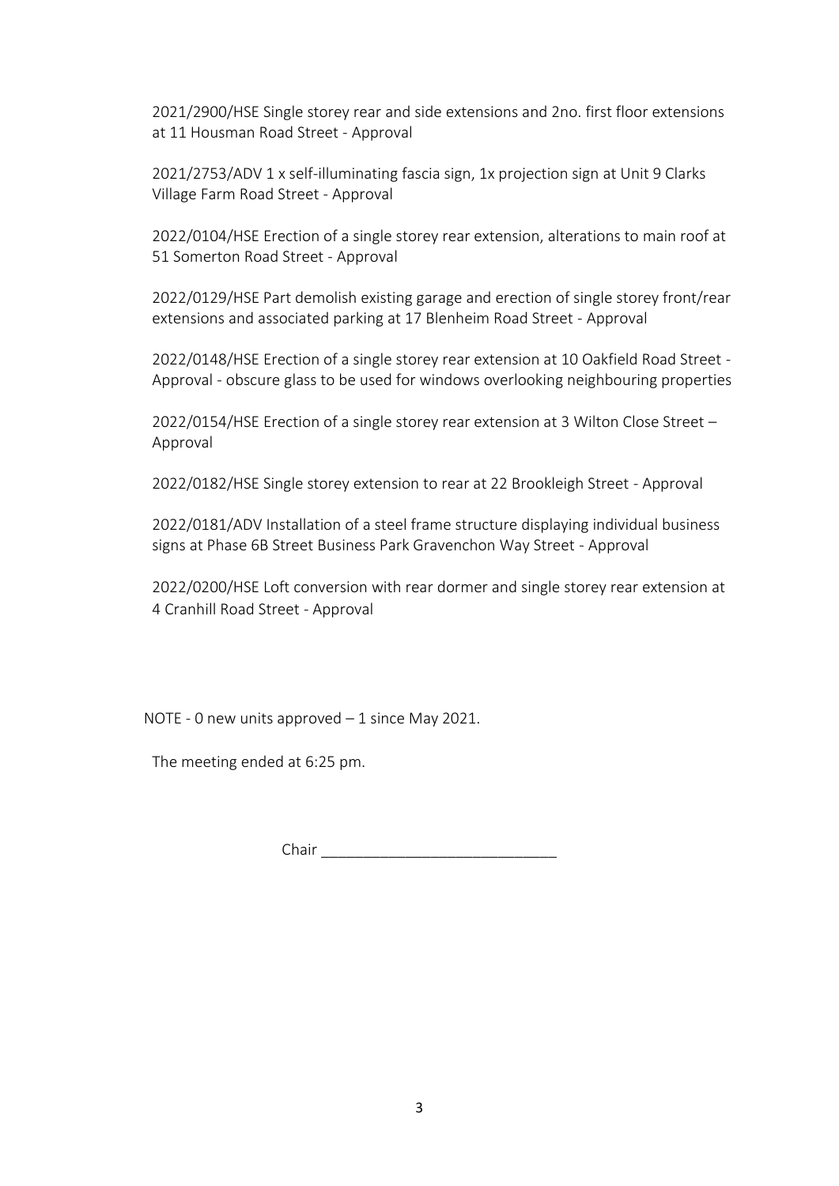2021/2900/HSE Single storey rear and side extensions and 2no. first floor extensions at 11 Housman Road Street - Approval

2021/2753/ADV 1 x self-illuminating fascia sign, 1x projection sign at Unit 9 Clarks Village Farm Road Street - Approval

2022/0104/HSE Erection of a single storey rear extension, alterations to main roof at 51 Somerton Road Street - Approval

2022/0129/HSE Part demolish existing garage and erection of single storey front/rear extensions and associated parking at 17 Blenheim Road Street - Approval

2022/0148/HSE Erection of a single storey rear extension at 10 Oakfield Road Street - Approval - obscure glass to be used for windows overlooking neighbouring properties

2022/0154/HSE Erection of a single storey rear extension at 3 Wilton Close Street – Approval

2022/0182/HSE Single storey extension to rear at 22 Brookleigh Street - Approval

2022/0181/ADV Installation of a steel frame structure displaying individual business signs at Phase 6B Street Business Park Gravenchon Way Street - Approval

2022/0200/HSE Loft conversion with rear dormer and single storey rear extension at 4 Cranhill Road Street - Approval

NOTE - 0 new units approved – 1 since May 2021.

The meeting ended at 6:25 pm.

Chair ____________________________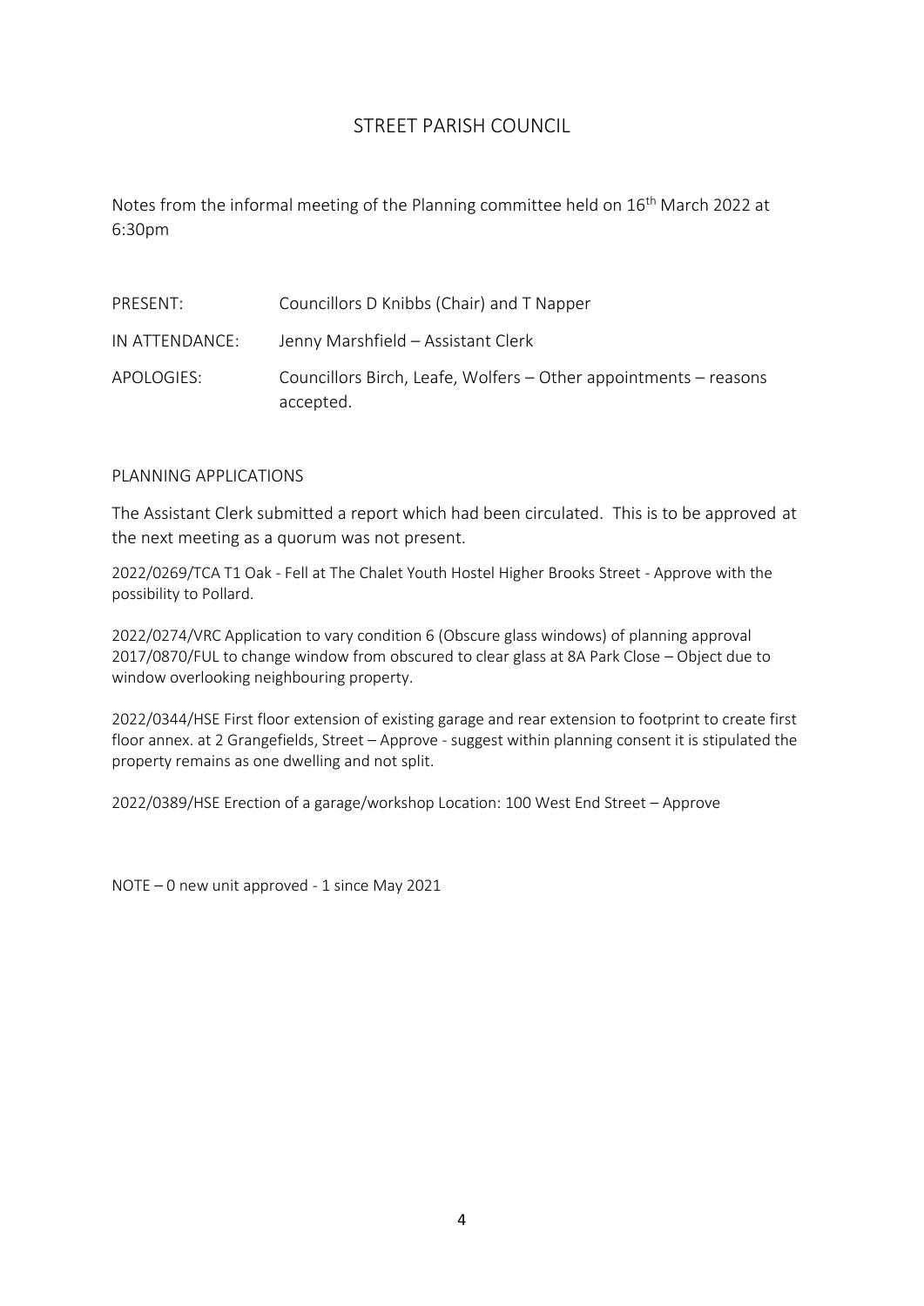# STREET PARISH COUNCIL

Notes from the informal meeting of the Planning committee held on 16th March 2022 at 6:30pm

| | |
|---|---|
| PRESENT: | Councillors D Knibbs (Chair) and T Napper |
| IN ATTENDANCE: | Jenny Marshfield – Assistant Clerk |
| APOLOGIES: | Councillors Birch, Leafe, Wolfers – Other appointments – reasons accepted. |

## PLANNING APPLICATIONS

The Assistant Clerk submitted a report which had been circulated. This is to be approved at the next meeting as a quorum was not present.

2022/0269/TCA T1 Oak - Fell at The Chalet Youth Hostel Higher Brooks Street - Approve with the possibility to Pollard.

2022/0274/VRC Application to vary condition 6 (Obscure glass windows) of planning approval 2017/0870/FUL to change window from obscured to clear glass at 8A Park Close – Object due to window overlooking neighbouring property.

2022/0344/HSE First floor extension of existing garage and rear extension to footprint to create first floor annex. at 2 Grangefields, Street – Approve - suggest within planning consent it is stipulated the property remains as one dwelling and not split.

2022/0389/HSE Erection of a garage/workshop Location: 100 West End Street – Approve

NOTE – 0 new unit approved - 1 since May 2021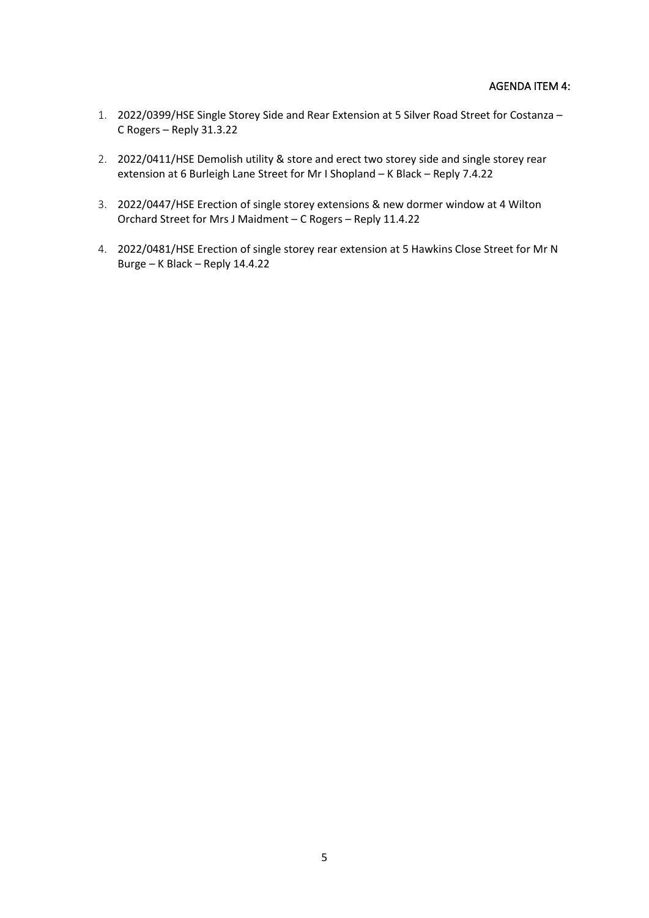AGENDA ITEM 4:

1. 2022/0399/HSE Single Storey Side and Rear Extension at 5 Silver Road Street for Costanza – C Rogers – Reply 31.3.22

2. 2022/0411/HSE Demolish utility & store and erect two storey side and single storey rear extension at 6 Burleigh Lane Street for Mr I Shopland – K Black – Reply 7.4.22

3. 2022/0447/HSE Erection of single storey extensions & new dormer window at 4 Wilton Orchard Street for Mrs J Maidment – C Rogers – Reply 11.4.22

4. 2022/0481/HSE Erection of single storey rear extension at 5 Hawkins Close Street for Mr N Burge – K Black – Reply 14.4.22